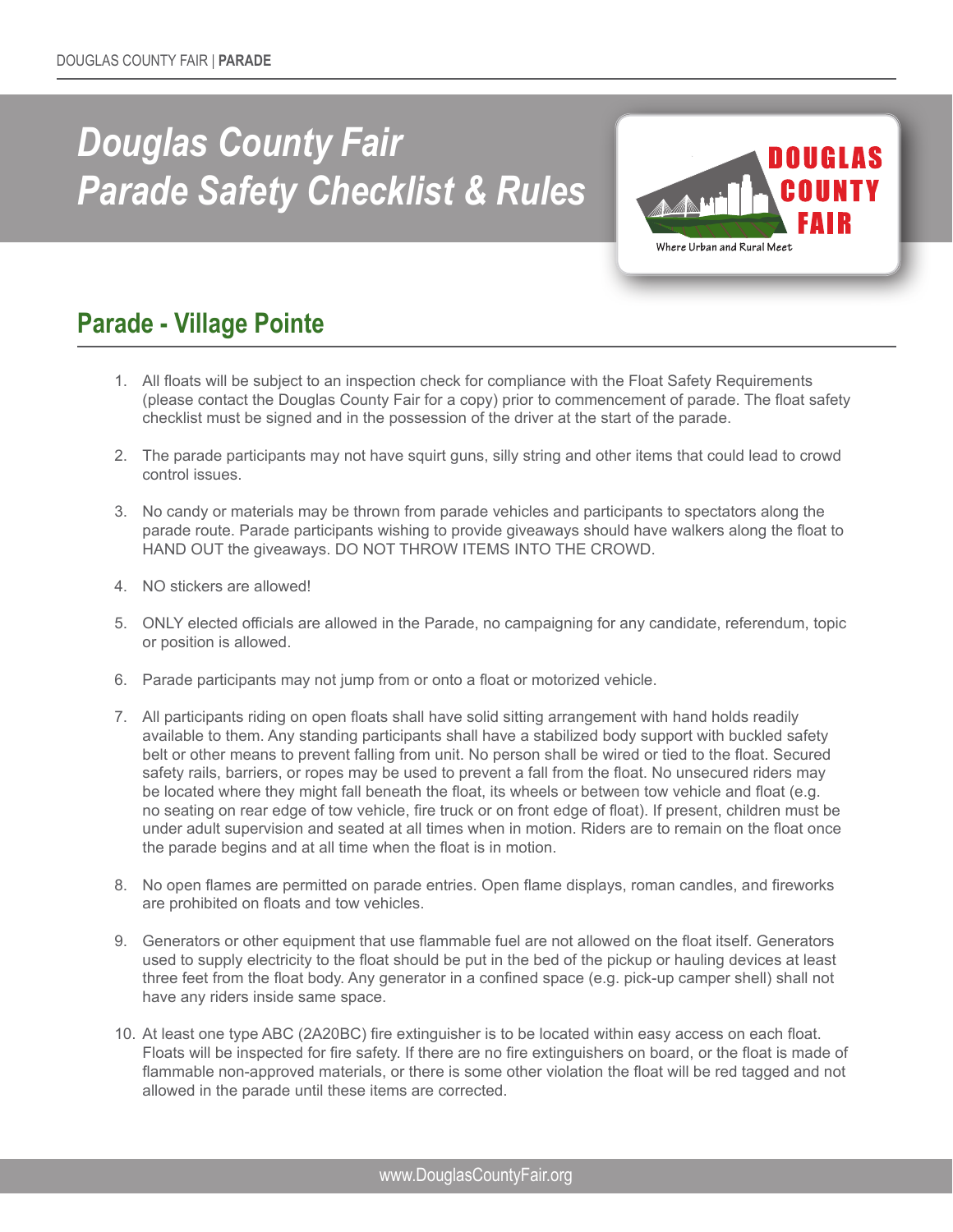# Douglas County Fair Parade Safety Checklist & Rules

## Parade - Village Pointe

1. All floats will be subject to an inspection check for compliance with the Float Safety Requirements (please contact the Douglas County Fair for a copy) prior to commencement of parade. The float safety checklist must be signed and in the possession of the driver at the start of the parade.

2. The parade participants may not have squirt guns, silly string and other items that could lead to crowd control issues.

3. No candy or materials may be thrown from parade vehicles and participants to spectators along the parade route. Parade participants wishing to provide giveaways should have walkers along the float to HAND OUT the giveaways. DO NOT THROW ITEMS INTO THE CROWD.

4. NO stickers are allowed!

5. ONLY elected officials are allowed in the Parade, no campaigning for any candidate, referendum, topic or position is allowed.

6. Parade participants may not jump from or onto a float or motorized vehicle.

7. All participants riding on open floats shall have solid sitting arrangement with hand holds readily available to them. Any standing participants shall have a stabilized body support with buckled safety belt or other means to prevent falling from unit. No person shall be wired or tied to the float. Secured safety rails, barriers, or ropes may be used to prevent a fall from the float. No unsecured riders may be located where they might fall beneath the float, its wheels or between tow vehicle and float (e.g. no seating on rear edge of tow vehicle, fire truck or on front edge of float). If present, children must be under adult supervision and seated at all times when in motion. Riders are to remain on the float once the parade begins and at all time when the float is in motion.

8. No open flames are permitted on parade entries. Open flame displays, roman candles, and fireworks are prohibited on floats and tow vehicles.

9. Generators or other equipment that use flammable fuel are not allowed on the float itself. Generators used to supply electricity to the float should be put in the bed of the pickup or hauling devices at least three feet from the float body. Any generator in a confined space (e.g. pick-up camper shell) shall not have any riders inside same space.

10. At least one type ABC (2A20BC) fire extinguisher is to be located within easy access on each float. Floats will be inspected for fire safety. If there are no fire extinguishers on board, or the float is made of flammable non-approved materials, or there is some other violation the float will be red tagged and not allowed in the parade until these items are corrected.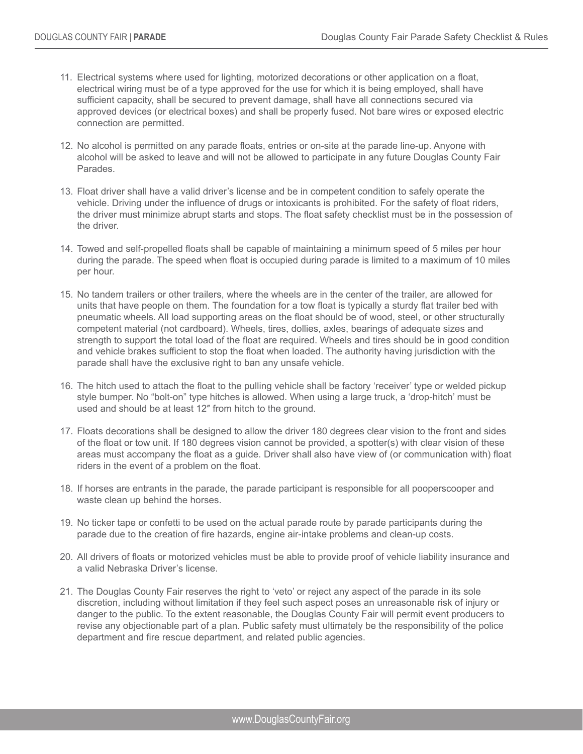11. Electrical systems where used for lighting, motorized decorations or other application on a float, electrical wiring must be of a type approved for the use for which it is being employed, shall have sufficient capacity, shall be secured to prevent damage, shall have all connections secured via approved devices (or electrical boxes) and shall be properly fused. Not bare wires or exposed electric connection are permitted.

12. No alcohol is permitted on any parade floats, entries or on-site at the parade line-up. Anyone with alcohol will be asked to leave and will not be allowed to participate in any future Douglas County Fair Parades.

13. Float driver shall have a valid driver's license and be in competent condition to safely operate the vehicle. Driving under the influence of drugs or intoxicants is prohibited. For the safety of float riders, the driver must minimize abrupt starts and stops. The float safety checklist must be in the possession of the driver.

14. Towed and self-propelled floats shall be capable of maintaining a minimum speed of 5 miles per hour during the parade. The speed when float is occupied during parade is limited to a maximum of 10 miles per hour.

15. No tandem trailers or other trailers, where the wheels are in the center of the trailer, are allowed for units that have people on them. The foundation for a tow float is typically a sturdy flat trailer bed with pneumatic wheels. All load supporting areas on the float should be of wood, steel, or other structurally competent material (not cardboard). Wheels, tires, dollies, axles, bearings of adequate sizes and strength to support the total load of the float are required. Wheels and tires should be in good condition and vehicle brakes sufficient to stop the float when loaded. The authority having jurisdiction with the parade shall have the exclusive right to ban any unsafe vehicle.

16. The hitch used to attach the float to the pulling vehicle shall be factory 'receiver' type or welded pickup style bumper. No "bolt-on" type hitches is allowed. When using a large truck, a 'drop-hitch' must be used and should be at least 12″ from hitch to the ground.

17. Floats decorations shall be designed to allow the driver 180 degrees clear vision to the front and sides of the float or tow unit. If 180 degrees vision cannot be provided, a spotter(s) with clear vision of these areas must accompany the float as a guide. Driver shall also have view of (or communication with) float riders in the event of a problem on the float.

18. If horses are entrants in the parade, the parade participant is responsible for all pooperscooper and waste clean up behind the horses.

19. No ticker tape or confetti to be used on the actual parade route by parade participants during the parade due to the creation of fire hazards, engine air-intake problems and clean-up costs.

20. All drivers of floats or motorized vehicles must be able to provide proof of vehicle liability insurance and a valid Nebraska Driver's license.

21. The Douglas County Fair reserves the right to 'veto' or reject any aspect of the parade in its sole discretion, including without limitation if they feel such aspect poses an unreasonable risk of injury or danger to the public. To the extent reasonable, the Douglas County Fair will permit event producers to revise any objectionable part of a plan. Public safety must ultimately be the responsibility of the police department and fire rescue department, and related public agencies.